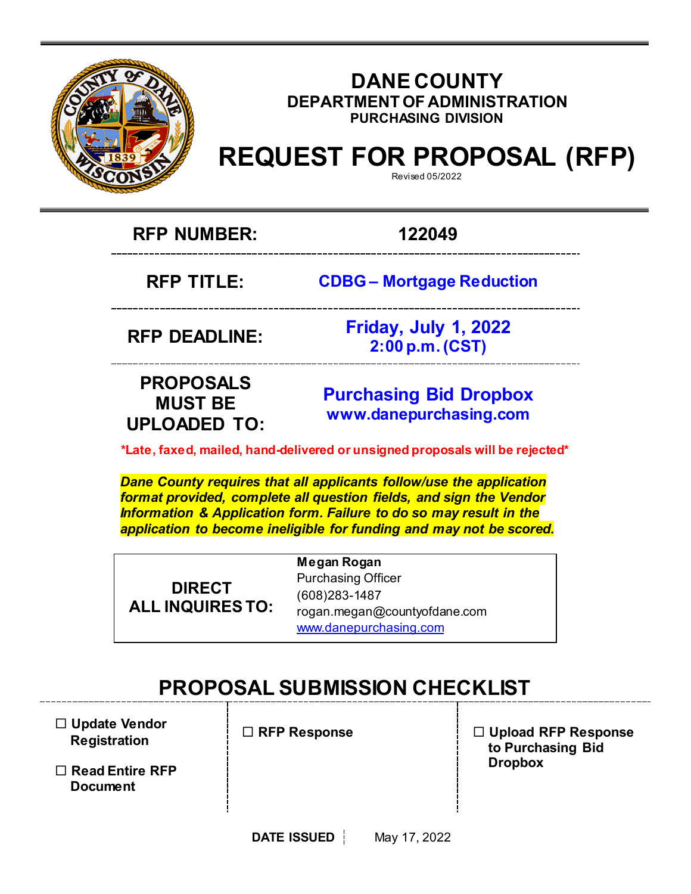# DANE COUNTY

## DEPARTMENT OF ADMINISTRATION

### PURCHASING DIVISION

# REQUEST FOR PROPOSAL (RFP)

Revised 05/2022

| | |
|---|---|
| **RFP NUMBER:** | **122049** |
| **RFP TITLE:** | **CDBG – Mortgage Reduction** |
| **RFP DEADLINE:** | **Friday, July 1, 2022**<br>**2:00 p.m. (CST)** |
| **PROPOSALS MUST BE UPLOADED TO:** | **Purchasing Bid Dropbox**<br>**www.danepurchasing.com** |

***Late, faxed, mailed, hand-delivered or unsigned proposals will be rejected***

***Dane County requires that all applicants follow/use the application format provided, complete all question fields, and sign the Vendor Information & Application form. Failure to do so may result in the application to become ineligible for funding and may not be scored.***

| | |
|---|---|
| **DIRECT ALL INQUIRES TO:** | **Megan Rogan**<br>Purchasing Officer<br>(608)283-1487<br>rogan.megan@countyofdane.com<br>www.danepurchasing.com |

## PROPOSAL SUBMISSION CHECKLIST

- ☐ **Update Vendor Registration**
- ☐ **Read Entire RFP Document**
- ☐ **RFP Response**
- ☐ **Upload RFP Response to Purchasing Bid Dropbox**

**DATE ISSUED** May 17, 2022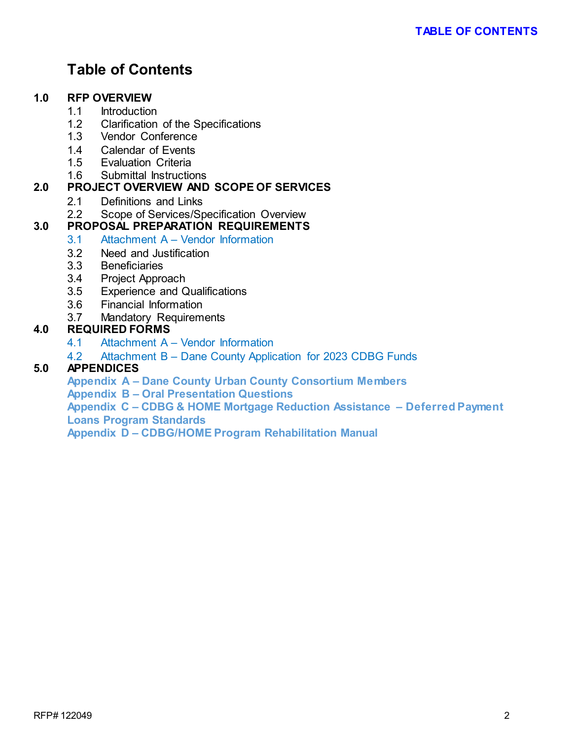# Table of Contents

**1.0 RFP OVERVIEW**
- 1.1 Introduction
- 1.2 Clarification of the Specifications
- 1.3 Vendor Conference
- 1.4 Calendar of Events
- 1.5 Evaluation Criteria
- 1.6 Submittal Instructions

**2.0 PROJECT OVERVIEW AND SCOPE OF SERVICES**
- 2.1 Definitions and Links
- 2.2 Scope of Services/Specification Overview

**3.0 PROPOSAL PREPARATION REQUIREMENTS**
- 3.1 Attachment A – Vendor Information
- 3.2 Need and Justification
- 3.3 Beneficiaries
- 3.4 Project Approach
- 3.5 Experience and Qualifications
- 3.6 Financial Information
- 3.7 Mandatory Requirements

**4.0 REQUIRED FORMS**
- 4.1 Attachment A – Vendor Information
- 4.2 Attachment B – Dane County Application for 2023 CDBG Funds

**5.0 APPENDICES**
- **Appendix A – Dane County Urban County Consortium Members**
- **Appendix B – Oral Presentation Questions**
- **Appendix C – CDBG & HOME Mortgage Reduction Assistance – Deferred Payment Loans Program Standards**
- **Appendix D – CDBG/HOME Program Rehabilitation Manual**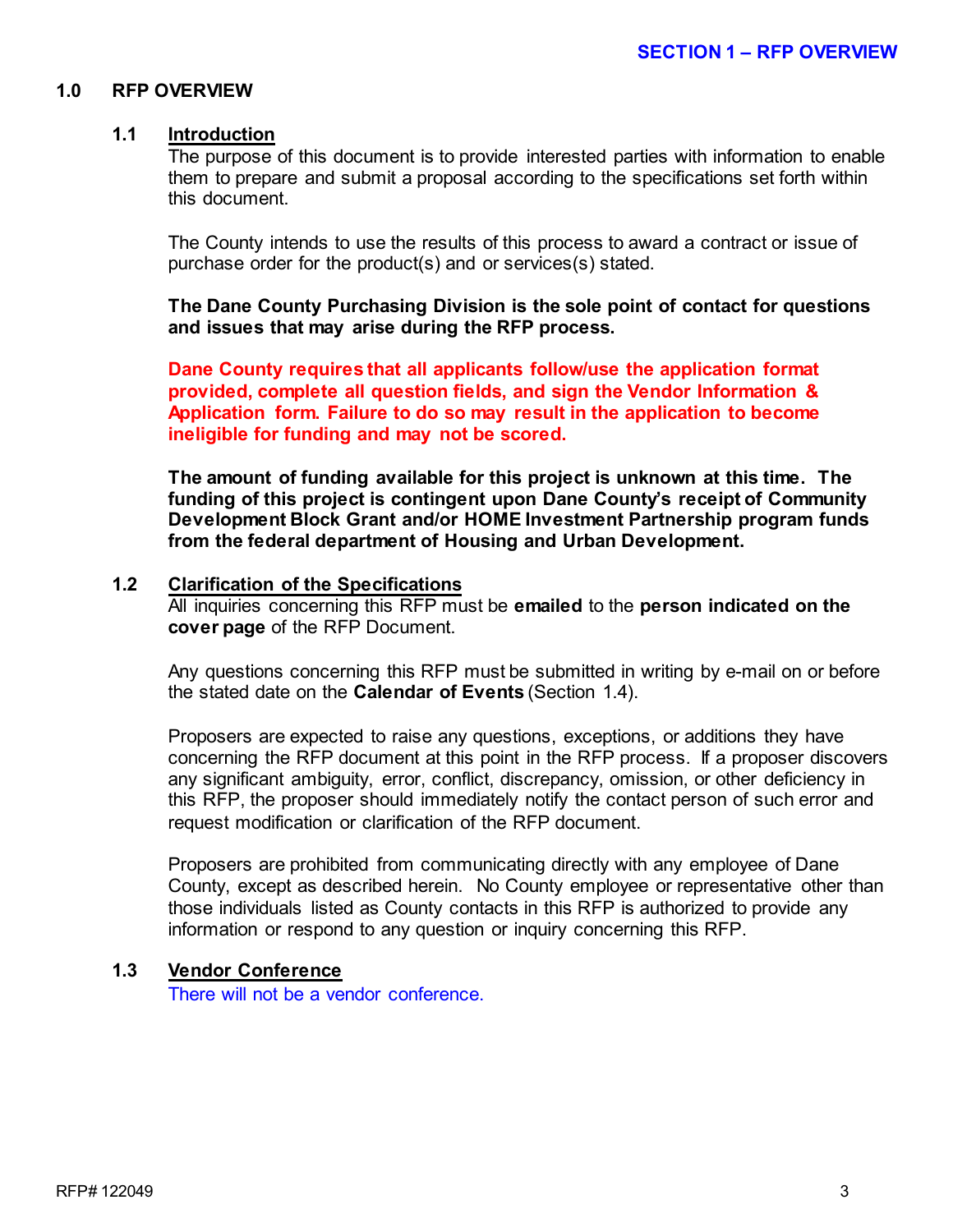## 1.0 RFP OVERVIEW

### 1.1 Introduction

The purpose of this document is to provide interested parties with information to enable them to prepare and submit a proposal according to the specifications set forth within this document.

The County intends to use the results of this process to award a contract or issue of purchase order for the product(s) and or services(s) stated.

**The Dane County Purchasing Division is the sole point of contact for questions and issues that may arise during the RFP process.**

**Dane County requires that all applicants follow/use the application format provided, complete all question fields, and sign the Vendor Information & Application form. Failure to do so may result in the application to become ineligible for funding and may not be scored.**

**The amount of funding available for this project is unknown at this time. The funding of this project is contingent upon Dane County's receipt of Community Development Block Grant and/or HOME Investment Partnership program funds from the federal department of Housing and Urban Development.**

### 1.2 Clarification of the Specifications

All inquiries concerning this RFP must be **emailed** to the **person indicated on the cover page** of the RFP Document.

Any questions concerning this RFP must be submitted in writing by e-mail on or before the stated date on the **Calendar of Events** (Section 1.4).

Proposers are expected to raise any questions, exceptions, or additions they have concerning the RFP document at this point in the RFP process. If a proposer discovers any significant ambiguity, error, conflict, discrepancy, omission, or other deficiency in this RFP, the proposer should immediately notify the contact person of such error and request modification or clarification of the RFP document.

Proposers are prohibited from communicating directly with any employee of Dane County, except as described herein. No County employee or representative other than those individuals listed as County contacts in this RFP is authorized to provide any information or respond to any question or inquiry concerning this RFP.

### 1.3 Vendor Conference

There will not be a vendor conference.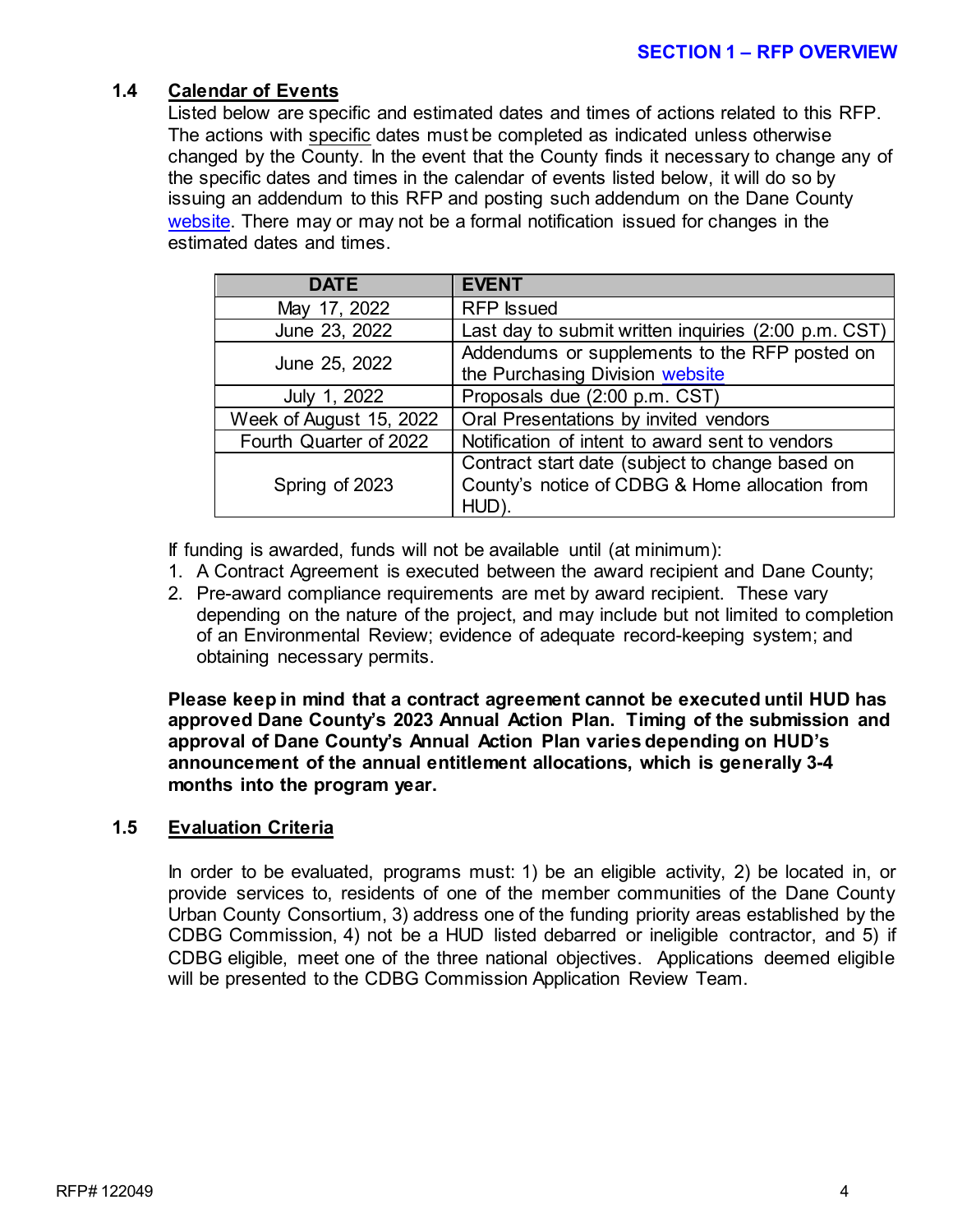## SECTION 1 – RFP OVERVIEW

### 1.4 Calendar of Events

Listed below are specific and estimated dates and times of actions related to this RFP. The actions with specific dates must be completed as indicated unless otherwise changed by the County. In the event that the County finds it necessary to change any of the specific dates and times in the calendar of events listed below, it will do so by issuing an addendum to this RFP and posting such addendum on the Dane County website. There may or may not be a formal notification issued for changes in the estimated dates and times.

| DATE | EVENT |
|---|---|
| May 17, 2022 | RFP Issued |
| June 23, 2022 | Last day to submit written inquiries (2:00 p.m. CST) |
| June 25, 2022 | Addendums or supplements to the RFP posted on the Purchasing Division website |
| July 1, 2022 | Proposals due (2:00 p.m. CST) |
| Week of August 15, 2022 | Oral Presentations by invited vendors |
| Fourth Quarter of 2022 | Notification of intent to award sent to vendors |
| Spring of 2023 | Contract start date (subject to change based on County's notice of CDBG & Home allocation from HUD). |

If funding is awarded, funds will not be available until (at minimum):

1. A Contract Agreement is executed between the award recipient and Dane County;
2. Pre-award compliance requirements are met by award recipient. These vary depending on the nature of the project, and may include but not limited to completion of an Environmental Review; evidence of adequate record-keeping system; and obtaining necessary permits.

**Please keep in mind that a contract agreement cannot be executed until HUD has approved Dane County's 2023 Annual Action Plan. Timing of the submission and approval of Dane County's Annual Action Plan varies depending on HUD's announcement of the annual entitlement allocations, which is generally 3-4 months into the program year.**

### 1.5 Evaluation Criteria

In order to be evaluated, programs must: 1) be an eligible activity, 2) be located in, or provide services to, residents of one of the member communities of the Dane County Urban County Consortium, 3) address one of the funding priority areas established by the CDBG Commission, 4) not be a HUD listed debarred or ineligible contractor, and 5) if CDBG eligible, meet one of the three national objectives. Applications deemed eligible will be presented to the CDBG Commission Application Review Team.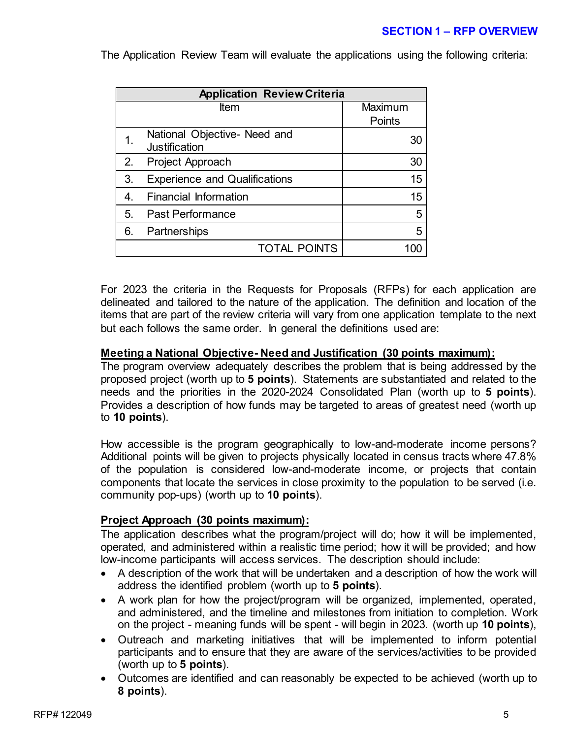## SECTION 1 – RFP OVERVIEW

The Application Review Team will evaluate the applications using the following criteria:

| Application Review Criteria | | |
|---|---|---|
| Item | | Maximum Points |
| 1. | National Objective- Need and Justification | 30 |
| 2. | Project Approach | 30 |
| 3. | Experience and Qualifications | 15 |
| 4. | Financial Information | 15 |
| 5. | Past Performance | 5 |
| 6. | Partnerships | 5 |
| | TOTAL POINTS | 100 |

For 2023 the criteria in the Requests for Proposals (RFPs) for each application are delineated and tailored to the nature of the application. The definition and location of the items that are part of the review criteria will vary from one application template to the next but each follows the same order. In general the definitions used are:

**Meeting a National Objective- Need and Justification (30 points maximum):**
The program overview adequately describes the problem that is being addressed by the proposed project (worth up to **5 points**). Statements are substantiated and related to the needs and the priorities in the 2020-2024 Consolidated Plan (worth up to **5 points**). Provides a description of how funds may be targeted to areas of greatest need (worth up to **10 points**).

How accessible is the program geographically to low-and-moderate income persons? Additional points will be given to projects physically located in census tracts where 47.8% of the population is considered low-and-moderate income, or projects that contain components that locate the services in close proximity to the population to be served (i.e. community pop-ups) (worth up to **10 points**).

**Project Approach (30 points maximum):**
The application describes what the program/project will do; how it will be implemented, operated, and administered within a realistic time period; how it will be provided; and how low-income participants will access services. The description should include:

- A description of the work that will be undertaken and a description of how the work will address the identified problem (worth up to **5 points**).
- A work plan for how the project/program will be organized, implemented, operated, and administered, and the timeline and milestones from initiation to completion. Work on the project - meaning funds will be spent - will begin in 2023. (worth up **10 points**),
- Outreach and marketing initiatives that will be implemented to inform potential participants and to ensure that they are aware of the services/activities to be provided (worth up to **5 points**).
- Outcomes are identified and can reasonably be expected to be achieved (worth up to **8 points**).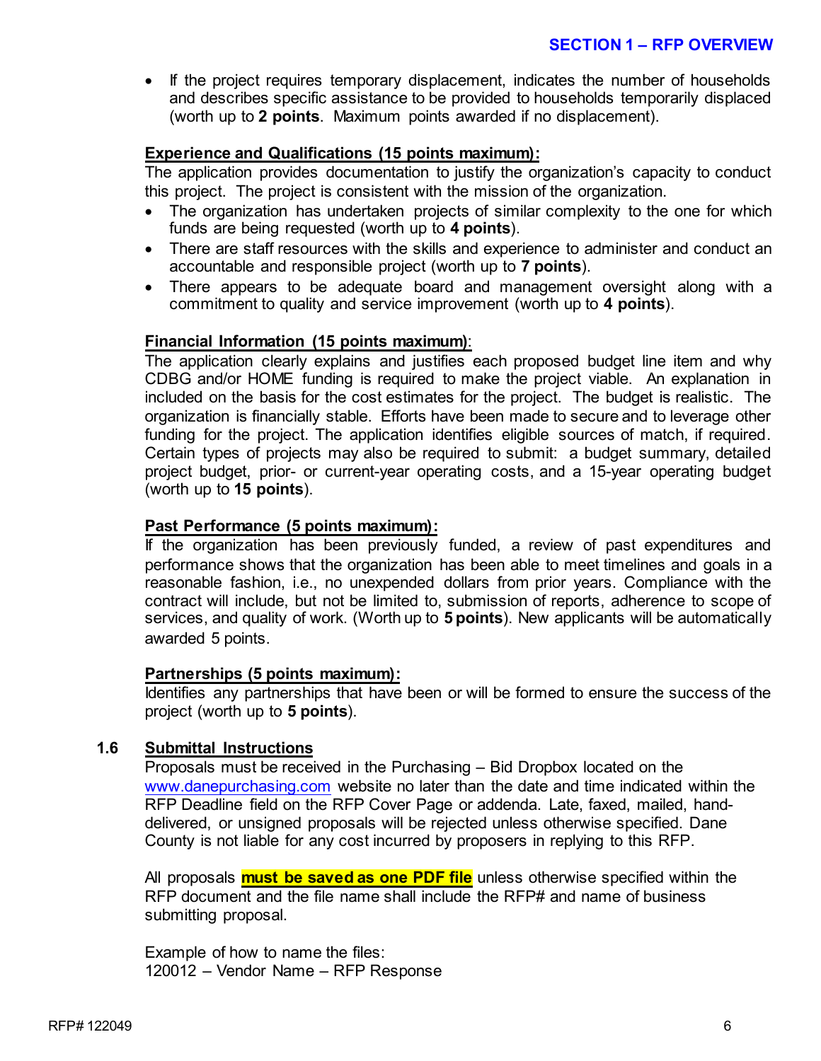- If the project requires temporary displacement, indicates the number of households and describes specific assistance to be provided to households temporarily displaced (worth up to **2 points**. Maximum points awarded if no displacement).

**Experience and Qualifications (15 points maximum):**
The application provides documentation to justify the organization's capacity to conduct this project. The project is consistent with the mission of the organization.

- The organization has undertaken projects of similar complexity to the one for which funds are being requested (worth up to **4 points**).
- There are staff resources with the skills and experience to administer and conduct an accountable and responsible project (worth up to **7 points**).
- There appears to be adequate board and management oversight along with a commitment to quality and service improvement (worth up to **4 points**).

**Financial Information (15 points maximum)**:
The application clearly explains and justifies each proposed budget line item and why CDBG and/or HOME funding is required to make the project viable. An explanation in included on the basis for the cost estimates for the project. The budget is realistic. The organization is financially stable. Efforts have been made to secure and to leverage other funding for the project. The application identifies eligible sources of match, if required. Certain types of projects may also be required to submit: a budget summary, detailed project budget, prior- or current-year operating costs, and a 15-year operating budget (worth up to **15 points**).

**Past Performance (5 points maximum):**
If the organization has been previously funded, a review of past expenditures and performance shows that the organization has been able to meet timelines and goals in a reasonable fashion, i.e., no unexpended dollars from prior years. Compliance with the contract will include, but not be limited to, submission of reports, adherence to scope of services, and quality of work. (Worth up to **5 points**). New applicants will be automatically awarded 5 points.

**Partnerships (5 points maximum):**
Identifies any partnerships that have been or will be formed to ensure the success of the project (worth up to **5 points**).

## 1.6 Submittal Instructions

Proposals must be received in the Purchasing – Bid Dropbox located on the www.danepurchasing.com website no later than the date and time indicated within the RFP Deadline field on the RFP Cover Page or addenda. Late, faxed, mailed, hand-delivered, or unsigned proposals will be rejected unless otherwise specified. Dane County is not liable for any cost incurred by proposers in replying to this RFP.

All proposals **must be saved as one PDF file** unless otherwise specified within the RFP document and the file name shall include the RFP# and name of business submitting proposal.

Example of how to name the files:
120012 – Vendor Name – RFP Response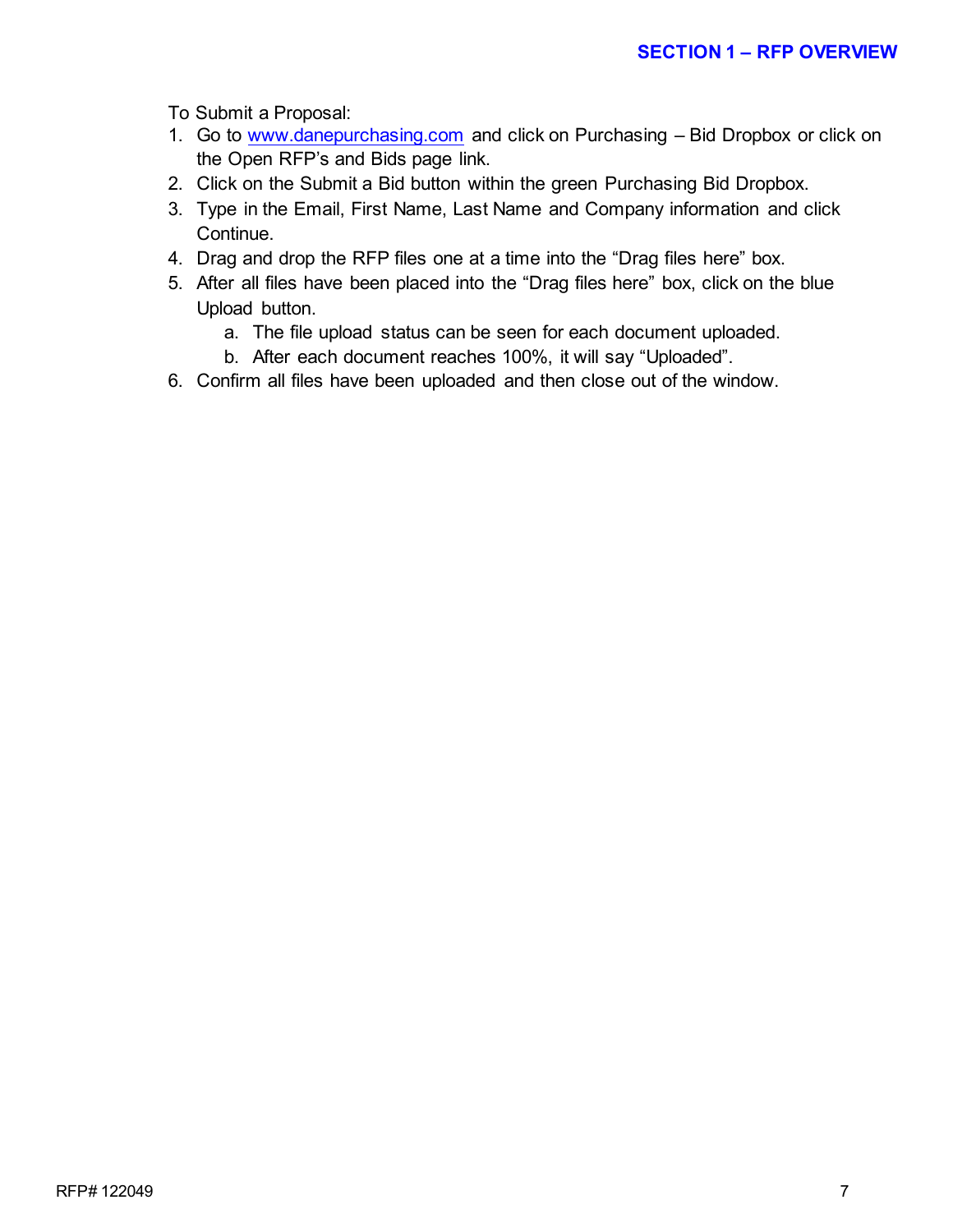To Submit a Proposal:

1. Go to www.danepurchasing.com and click on Purchasing – Bid Dropbox or click on the Open RFP's and Bids page link.
2. Click on the Submit a Bid button within the green Purchasing Bid Dropbox.
3. Type in the Email, First Name, Last Name and Company information and click Continue.
4. Drag and drop the RFP files one at a time into the "Drag files here" box.
5. After all files have been placed into the "Drag files here" box, click on the blue Upload button.
   a. The file upload status can be seen for each document uploaded.
   b. After each document reaches 100%, it will say "Uploaded".
6. Confirm all files have been uploaded and then close out of the window.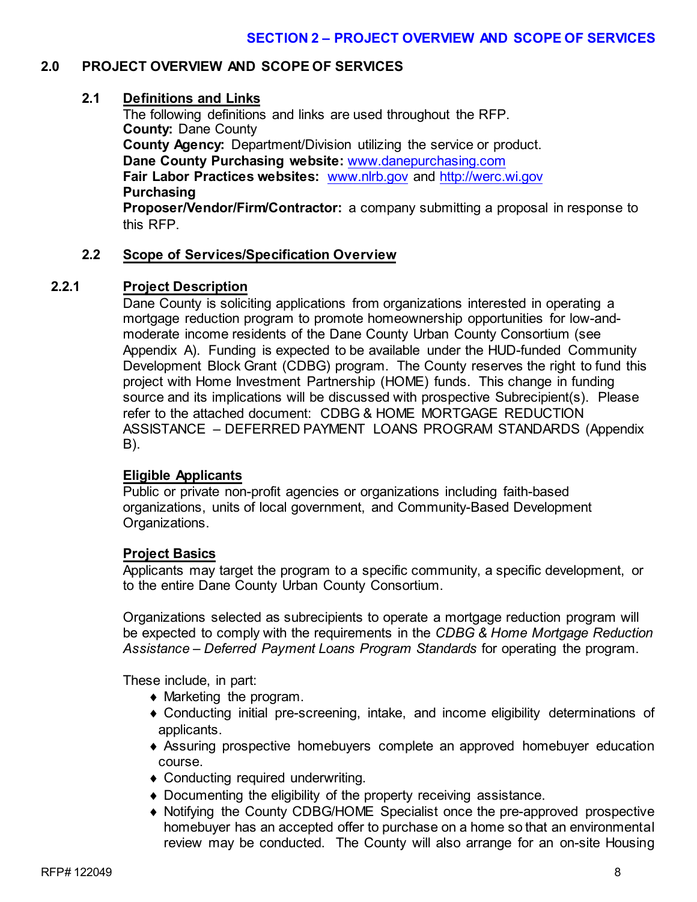## 2.0 PROJECT OVERVIEW AND SCOPE OF SERVICES

### 2.1 Definitions and Links

The following definitions and links are used throughout the RFP.

**County:** Dane County

**County Agency:** Department/Division utilizing the service or product.

**Dane County Purchasing website:** www.danepurchasing.com

**Fair Labor Practices websites:** www.nlrb.gov and http://werc.wi.gov

**Purchasing**

**Proposer/Vendor/Firm/Contractor:** a company submitting a proposal in response to this RFP.

### 2.2 Scope of Services/Specification Overview

#### 2.2.1 Project Description

Dane County is soliciting applications from organizations interested in operating a mortgage reduction program to promote homeownership opportunities for low-and-moderate income residents of the Dane County Urban County Consortium (see Appendix A). Funding is expected to be available under the HUD-funded Community Development Block Grant (CDBG) program. The County reserves the right to fund this project with Home Investment Partnership (HOME) funds. This change in funding source and its implications will be discussed with prospective Subrecipient(s). Please refer to the attached document: CDBG & HOME MORTGAGE REDUCTION ASSISTANCE – DEFERRED PAYMENT LOANS PROGRAM STANDARDS (Appendix B).

**Eligible Applicants**

Public or private non-profit agencies or organizations including faith-based organizations, units of local government, and Community-Based Development Organizations.

**Project Basics**

Applicants may target the program to a specific community, a specific development, or to the entire Dane County Urban County Consortium.

Organizations selected as subrecipients to operate a mortgage reduction program will be expected to comply with the requirements in the *CDBG & Home Mortgage Reduction Assistance – Deferred Payment Loans Program Standards* for operating the program.

These include, in part:

- Marketing the program.
- Conducting initial pre-screening, intake, and income eligibility determinations of applicants.
- Assuring prospective homebuyers complete an approved homebuyer education course.
- Conducting required underwriting.
- Documenting the eligibility of the property receiving assistance.
- Notifying the County CDBG/HOME Specialist once the pre-approved prospective homebuyer has an accepted offer to purchase on a home so that an environmental review may be conducted. The County will also arrange for an on-site Housing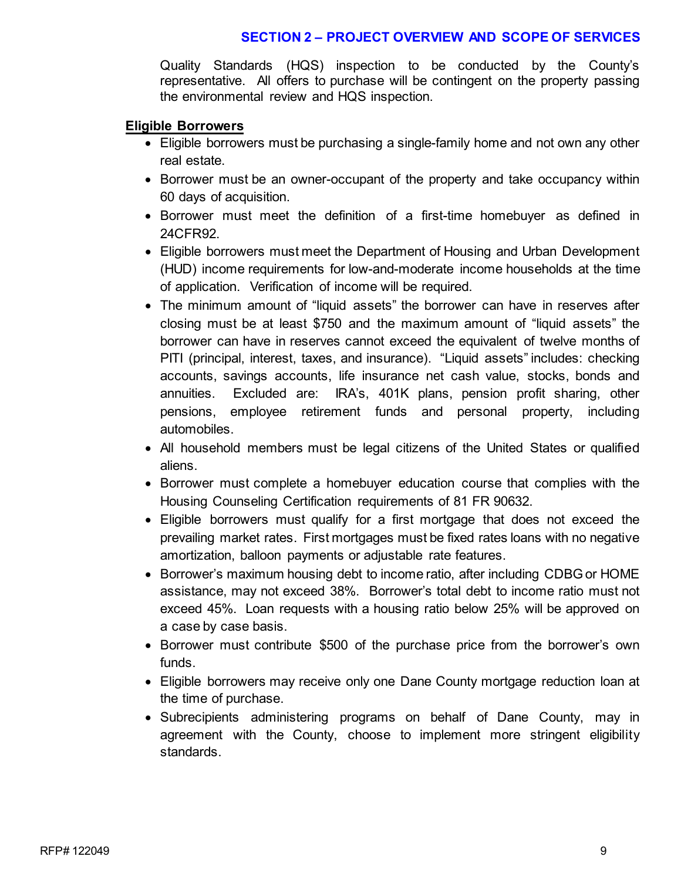Quality Standards (HQS) inspection to be conducted by the County's representative. All offers to purchase will be contingent on the property passing the environmental review and HQS inspection.

**Eligible Borrowers**

- Eligible borrowers must be purchasing a single-family home and not own any other real estate.
- Borrower must be an owner-occupant of the property and take occupancy within 60 days of acquisition.
- Borrower must meet the definition of a first-time homebuyer as defined in 24CFR92.
- Eligible borrowers must meet the Department of Housing and Urban Development (HUD) income requirements for low-and-moderate income households at the time of application. Verification of income will be required.
- The minimum amount of "liquid assets" the borrower can have in reserves after closing must be at least $750 and the maximum amount of "liquid assets" the borrower can have in reserves cannot exceed the equivalent of twelve months of PITI (principal, interest, taxes, and insurance). "Liquid assets" includes: checking accounts, savings accounts, life insurance net cash value, stocks, bonds and annuities. Excluded are: IRA's, 401K plans, pension profit sharing, other pensions, employee retirement funds and personal property, including automobiles.
- All household members must be legal citizens of the United States or qualified aliens.
- Borrower must complete a homebuyer education course that complies with the Housing Counseling Certification requirements of 81 FR 90632.
- Eligible borrowers must qualify for a first mortgage that does not exceed the prevailing market rates. First mortgages must be fixed rates loans with no negative amortization, balloon payments or adjustable rate features.
- Borrower's maximum housing debt to income ratio, after including CDBG or HOME assistance, may not exceed 38%. Borrower's total debt to income ratio must not exceed 45%. Loan requests with a housing ratio below 25% will be approved on a case by case basis.
- Borrower must contribute $500 of the purchase price from the borrower's own funds.
- Eligible borrowers may receive only one Dane County mortgage reduction loan at the time of purchase.
- Subrecipients administering programs on behalf of Dane County, may in agreement with the County, choose to implement more stringent eligibility standards.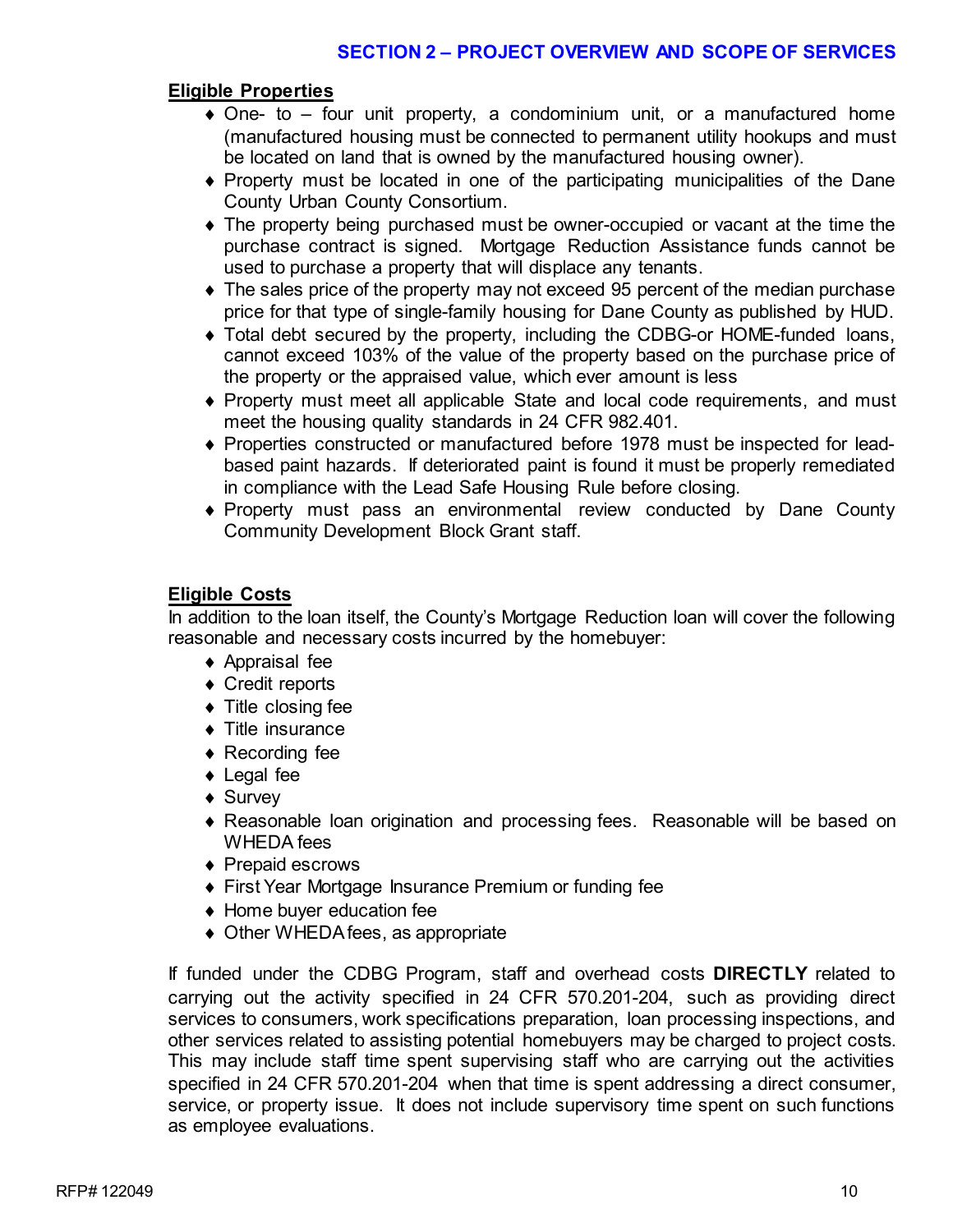## Eligible Properties

- One- to – four unit property, a condominium unit, or a manufactured home (manufactured housing must be connected to permanent utility hookups and must be located on land that is owned by the manufactured housing owner).
- Property must be located in one of the participating municipalities of the Dane County Urban County Consortium.
- The property being purchased must be owner-occupied or vacant at the time the purchase contract is signed. Mortgage Reduction Assistance funds cannot be used to purchase a property that will displace any tenants.
- The sales price of the property may not exceed 95 percent of the median purchase price for that type of single-family housing for Dane County as published by HUD.
- Total debt secured by the property, including the CDBG-or HOME-funded loans, cannot exceed 103% of the value of the property based on the purchase price of the property or the appraised value, which ever amount is less
- Property must meet all applicable State and local code requirements, and must meet the housing quality standards in 24 CFR 982.401.
- Properties constructed or manufactured before 1978 must be inspected for lead-based paint hazards. If deteriorated paint is found it must be properly remediated in compliance with the Lead Safe Housing Rule before closing.
- Property must pass an environmental review conducted by Dane County Community Development Block Grant staff.

## Eligible Costs

In addition to the loan itself, the County's Mortgage Reduction loan will cover the following reasonable and necessary costs incurred by the homebuyer:

- Appraisal fee
- Credit reports
- Title closing fee
- Title insurance
- Recording fee
- Legal fee
- Survey
- Reasonable loan origination and processing fees. Reasonable will be based on WHEDA fees
- Prepaid escrows
- First Year Mortgage Insurance Premium or funding fee
- Home buyer education fee
- Other WHEDA fees, as appropriate

If funded under the CDBG Program, staff and overhead costs **DIRECTLY** related to carrying out the activity specified in 24 CFR 570.201-204, such as providing direct services to consumers, work specifications preparation, loan processing inspections, and other services related to assisting potential homebuyers may be charged to project costs. This may include staff time spent supervising staff who are carrying out the activities specified in 24 CFR 570.201-204 when that time is spent addressing a direct consumer, service, or property issue. It does not include supervisory time spent on such functions as employee evaluations.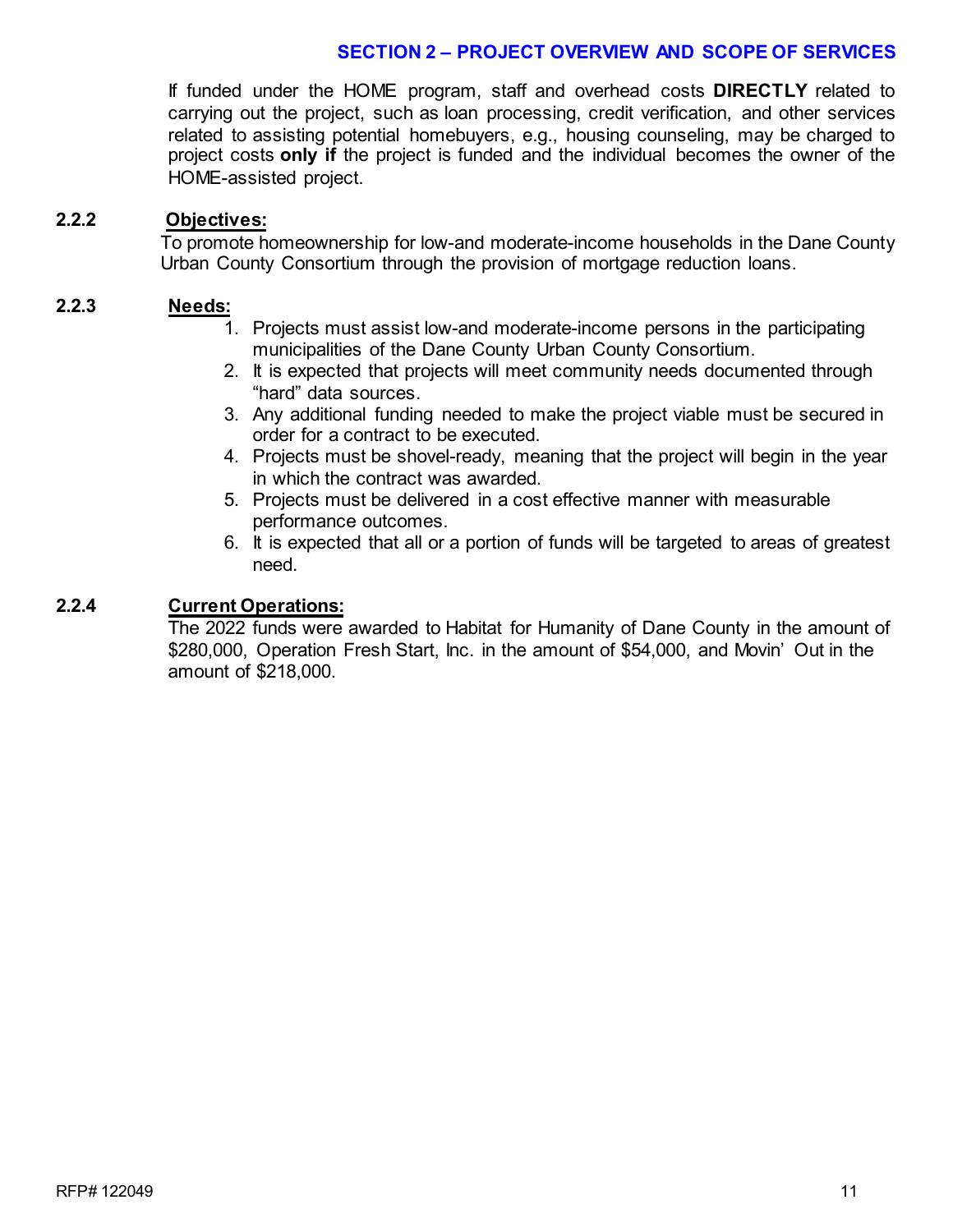If funded under the HOME program, staff and overhead costs **DIRECTLY** related to carrying out the project, such as loan processing, credit verification, and other services related to assisting potential homebuyers, e.g., housing counseling, may be charged to project costs **only if** the project is funded and the individual becomes the owner of the HOME-assisted project.

### 2.2.2 Objectives:

To promote homeownership for low-and moderate-income households in the Dane County Urban County Consortium through the provision of mortgage reduction loans.

### 2.2.3 Needs:

1. Projects must assist low-and moderate-income persons in the participating municipalities of the Dane County Urban County Consortium.
2. It is expected that projects will meet community needs documented through "hard" data sources.
3. Any additional funding needed to make the project viable must be secured in order for a contract to be executed.
4. Projects must be shovel-ready, meaning that the project will begin in the year in which the contract was awarded.
5. Projects must be delivered in a cost effective manner with measurable performance outcomes.
6. It is expected that all or a portion of funds will be targeted to areas of greatest need.

### 2.2.4 Current Operations:

The 2022 funds were awarded to Habitat for Humanity of Dane County in the amount of $280,000, Operation Fresh Start, Inc. in the amount of $54,000, and Movin' Out in the amount of $218,000.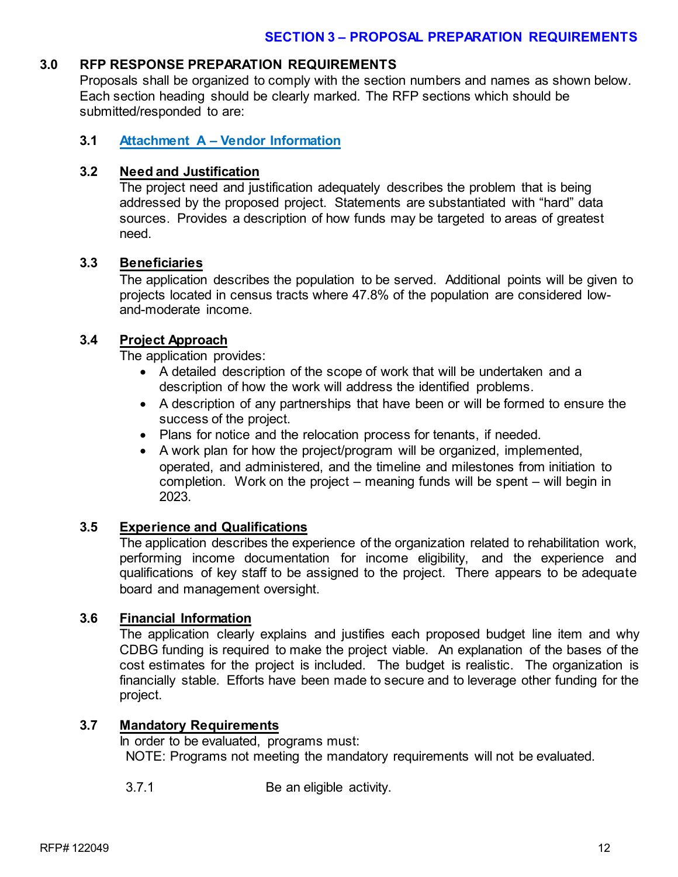## SECTION 3 – PROPOSAL PREPARATION REQUIREMENTS

### 3.0 RFP RESPONSE PREPARATION REQUIREMENTS

Proposals shall be organized to comply with the section numbers and names as shown below. Each section heading should be clearly marked. The RFP sections which should be submitted/responded to are:

#### 3.1 Attachment A – Vendor Information

#### 3.2 Need and Justification

The project need and justification adequately describes the problem that is being addressed by the proposed project. Statements are substantiated with "hard" data sources. Provides a description of how funds may be targeted to areas of greatest need.

#### 3.3 Beneficiaries

The application describes the population to be served. Additional points will be given to projects located in census tracts where 47.8% of the population are considered low-and-moderate income.

#### 3.4 Project Approach

The application provides:

- A detailed description of the scope of work that will be undertaken and a description of how the work will address the identified problems.
- A description of any partnerships that have been or will be formed to ensure the success of the project.
- Plans for notice and the relocation process for tenants, if needed.
- A work plan for how the project/program will be organized, implemented, operated, and administered, and the timeline and milestones from initiation to completion. Work on the project – meaning funds will be spent – will begin in 2023.

#### 3.5 Experience and Qualifications

The application describes the experience of the organization related to rehabilitation work, performing income documentation for income eligibility, and the experience and qualifications of key staff to be assigned to the project. There appears to be adequate board and management oversight.

#### 3.6 Financial Information

The application clearly explains and justifies each proposed budget line item and why CDBG funding is required to make the project viable. An explanation of the bases of the cost estimates for the project is included. The budget is realistic. The organization is financially stable. Efforts have been made to secure and to leverage other funding for the project.

#### 3.7 Mandatory Requirements

In order to be evaluated, programs must:

NOTE: Programs not meeting the mandatory requirements will not be evaluated.

3.7.1 Be an eligible activity.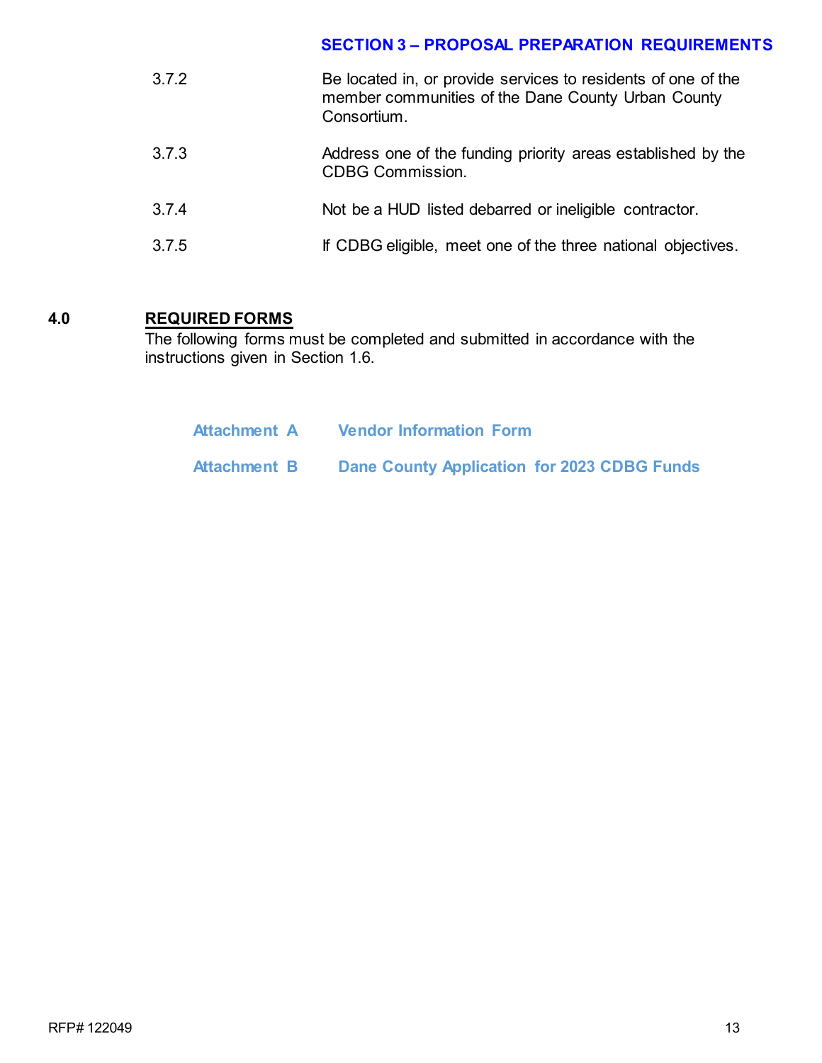3.7.2 Be located in, or provide services to residents of one of the member communities of the Dane County Urban County Consortium.

3.7.3 Address one of the funding priority areas established by the CDBG Commission.

3.7.4 Not be a HUD listed debarred or ineligible contractor.

3.7.5 If CDBG eligible, meet one of the three national objectives.

## 4.0 REQUIRED FORMS

The following forms must be completed and submitted in accordance with the instructions given in Section 1.6.

**Attachment A** **Vendor Information Form**

**Attachment B** **Dane County Application for 2023 CDBG Funds**